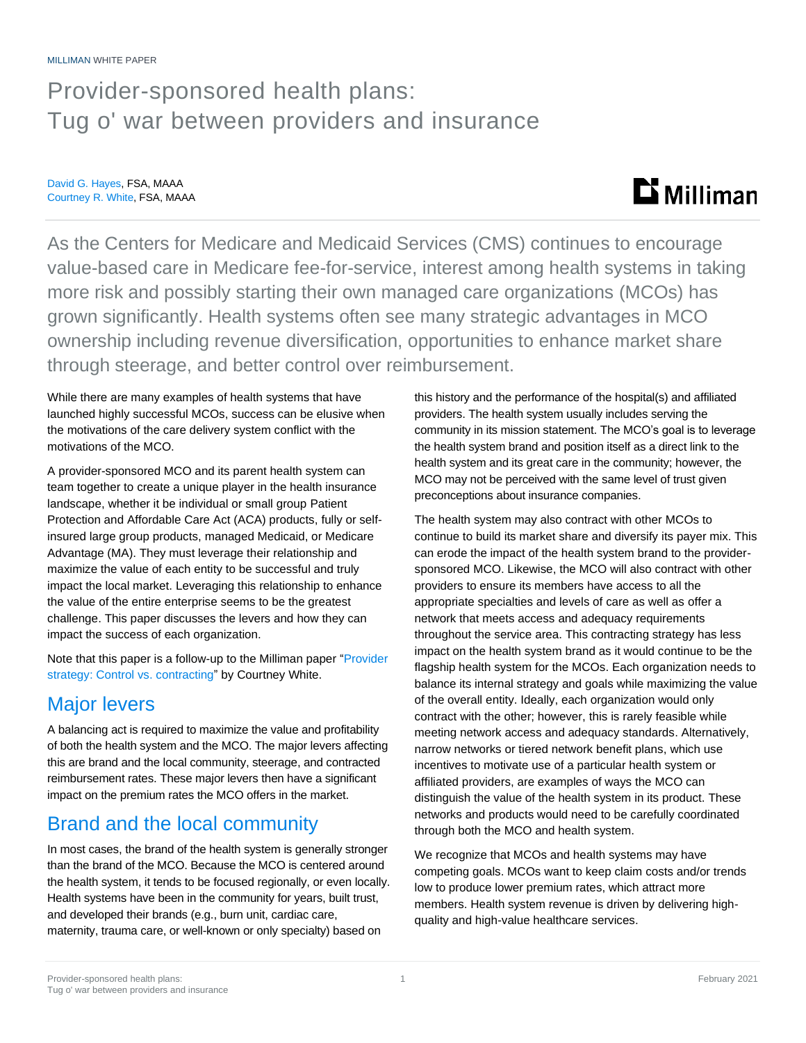MILLIMAN WHITE PAPER

# Provider-sponsored health plans: Tug o' war between providers and insurance

David G. Hayes, FSA, MAAA
Courtney R. White, FSA, MAAA

As the Centers for Medicare and Medicaid Services (CMS) continues to encourage value-based care in Medicare fee-for-service, interest among health systems in taking more risk and possibly starting their own managed care organizations (MCOs) has grown significantly. Health systems often see many strategic advantages in MCO ownership including revenue diversification, opportunities to enhance market share through steerage, and better control over reimbursement.

While there are many examples of health systems that have launched highly successful MCOs, success can be elusive when the motivations of the care delivery system conflict with the motivations of the MCO.

A provider-sponsored MCO and its parent health system can team together to create a unique player in the health insurance landscape, whether it be individual or small group Patient Protection and Affordable Care Act (ACA) products, fully or self-insured large group products, managed Medicaid, or Medicare Advantage (MA). They must leverage their relationship and maximize the value of each entity to be successful and truly impact the local market. Leveraging this relationship to enhance the value of the entire enterprise seems to be the greatest challenge. This paper discusses the levers and how they can impact the success of each organization.

Note that this paper is a follow-up to the Milliman paper "Provider strategy: Control vs. contracting" by Courtney White.

## Major levers

A balancing act is required to maximize the value and profitability of both the health system and the MCO. The major levers affecting this are brand and the local community, steerage, and contracted reimbursement rates. These major levers then have a significant impact on the premium rates the MCO offers in the market.

## Brand and the local community

In most cases, the brand of the health system is generally stronger than the brand of the MCO. Because the MCO is centered around the health system, it tends to be focused regionally, or even locally. Health systems have been in the community for years, built trust, and developed their brands (e.g., burn unit, cardiac care, maternity, trauma care, or well-known or only specialty) based on this history and the performance of the hospital(s) and affiliated providers. The health system usually includes serving the community in its mission statement. The MCO's goal is to leverage the health system brand and position itself as a direct link to the health system and its great care in the community; however, the MCO may not be perceived with the same level of trust given preconceptions about insurance companies.

The health system may also contract with other MCOs to continue to build its market share and diversify its payer mix. This can erode the impact of the health system brand to the provider-sponsored MCO. Likewise, the MCO will also contract with other providers to ensure its members have access to all the appropriate specialties and levels of care as well as offer a network that meets access and adequacy requirements throughout the service area. This contracting strategy has less impact on the health system brand as it would continue to be the flagship health system for the MCOs. Each organization needs to balance its internal strategy and goals while maximizing the value of the overall entity. Ideally, each organization would only contract with the other; however, this is rarely feasible while meeting network access and adequacy standards. Alternatively, narrow networks or tiered network benefit plans, which use incentives to motivate use of a particular health system or affiliated providers, are examples of ways the MCO can distinguish the value of the health system in its product. These networks and products would need to be carefully coordinated through both the MCO and health system.

We recognize that MCOs and health systems may have competing goals. MCOs want to keep claim costs and/or trends low to produce lower premium rates, which attract more members. Health system revenue is driven by delivering high-quality and high-value healthcare services.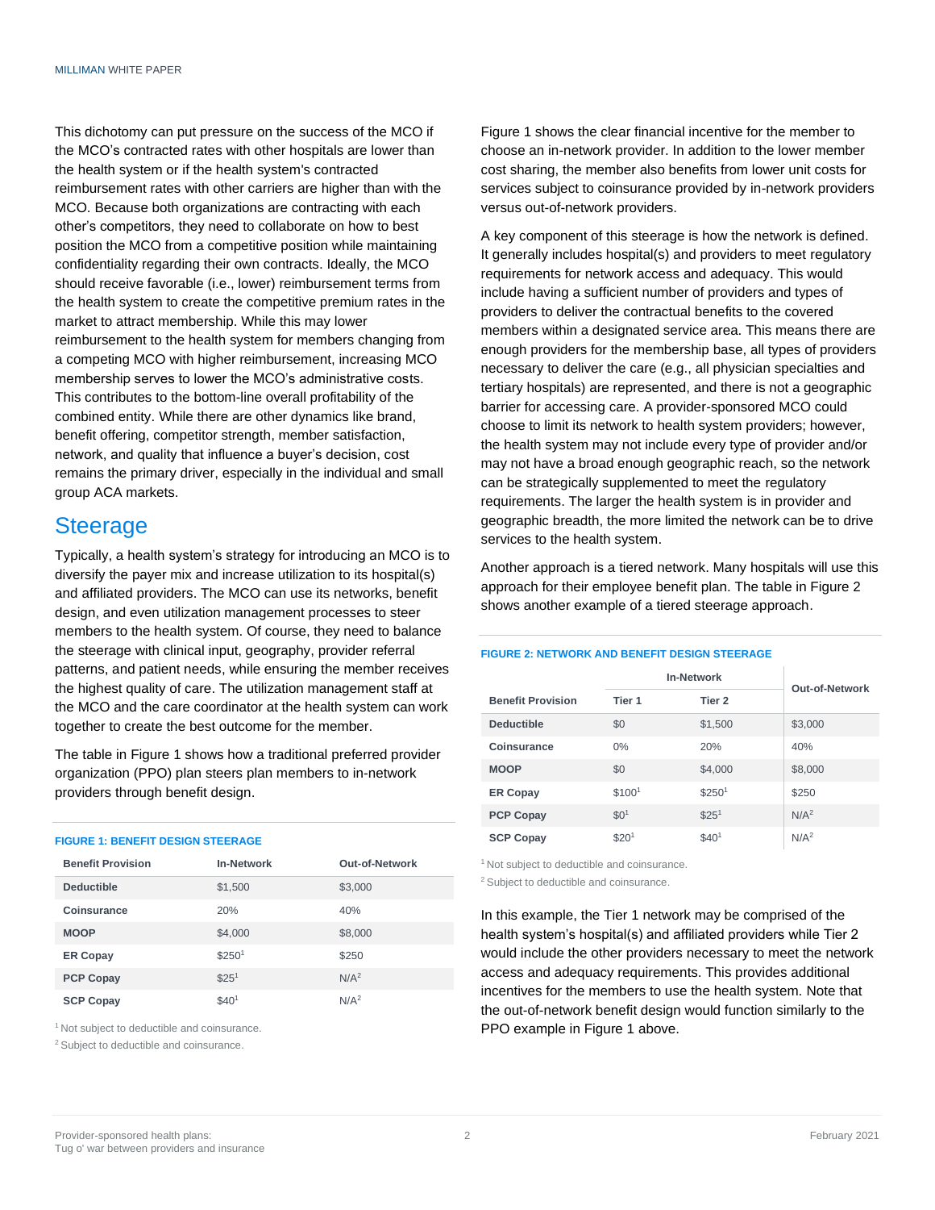This dichotomy can put pressure on the success of the MCO if the MCO's contracted rates with other hospitals are lower than the health system or if the health system's contracted reimbursement rates with other carriers are higher than with the MCO. Because both organizations are contracting with each other's competitors, they need to collaborate on how to best position the MCO from a competitive position while maintaining confidentiality regarding their own contracts. Ideally, the MCO should receive favorable (i.e., lower) reimbursement terms from the health system to create the competitive premium rates in the market to attract membership. While this may lower reimbursement to the health system for members changing from a competing MCO with higher reimbursement, increasing MCO membership serves to lower the MCO's administrative costs. This contributes to the bottom-line overall profitability of the combined entity. While there are other dynamics like brand, benefit offering, competitor strength, member satisfaction, network, and quality that influence a buyer's decision, cost remains the primary driver, especially in the individual and small group ACA markets.

## Steerage

Typically, a health system's strategy for introducing an MCO is to diversify the payer mix and increase utilization to its hospital(s) and affiliated providers. The MCO can use its networks, benefit design, and even utilization management processes to steer members to the health system. Of course, they need to balance the steerage with clinical input, geography, provider referral patterns, and patient needs, while ensuring the member receives the highest quality of care. The utilization management staff at the MCO and the care coordinator at the health system can work together to create the best outcome for the member.

The table in Figure 1 shows how a traditional preferred provider organization (PPO) plan steers plan members to in-network providers through benefit design.

**FIGURE 1: BENEFIT DESIGN STEERAGE**

| Benefit Provision | In-Network | Out-of-Network |
|---|---|---|
| Deductible | $1,500 | $3,000 |
| Coinsurance | 20% | 40% |
| MOOP | $4,000 | $8,000 |
| ER Copay | $250[1] | $250 |
| PCP Copay | $25[1] | N/A[2] |
| SCP Copay | $40[1] | N/A[2] |

[1] Not subject to deductible and coinsurance.

[2] Subject to deductible and coinsurance.

Figure 1 shows the clear financial incentive for the member to choose an in-network provider. In addition to the lower member cost sharing, the member also benefits from lower unit costs for services subject to coinsurance provided by in-network providers versus out-of-network providers.

A key component of this steerage is how the network is defined. It generally includes hospital(s) and providers to meet regulatory requirements for network access and adequacy. This would include having a sufficient number of providers and types of providers to deliver the contractual benefits to the covered members within a designated service area. This means there are enough providers for the membership base, all types of providers necessary to deliver the care (e.g., all physician specialties and tertiary hospitals) are represented, and there is not a geographic barrier for accessing care. A provider-sponsored MCO could choose to limit its network to health system providers; however, the health system may not include every type of provider and/or may not have a broad enough geographic reach, so the network can be strategically supplemented to meet the regulatory requirements. The larger the health system is in provider and geographic breadth, the more limited the network can be to drive services to the health system.

Another approach is a tiered network. Many hospitals will use this approach for their employee benefit plan. The table in Figure 2 shows another example of a tiered steerage approach.

**FIGURE 2: NETWORK AND BENEFIT DESIGN STEERAGE**

| | In-Network | | |
|---|---|---|---|
| Benefit Provision | Tier 1 | Tier 2 | Out-of-Network |
| Deductible | $0 | $1,500 | $3,000 |
| Coinsurance | 0% | 20% | 40% |
| MOOP | $0 | $4,000 | $8,000 |
| ER Copay | $100[1] | $250[1] | $250 |
| PCP Copay | $0[1] | $25[1] | N/A[2] |
| SCP Copay | $20[1] | $40[1] | N/A[2] |

[1] Not subject to deductible and coinsurance.

[2] Subject to deductible and coinsurance.

In this example, the Tier 1 network may be comprised of the health system's hospital(s) and affiliated providers while Tier 2 would include the other providers necessary to meet the network access and adequacy requirements. This provides additional incentives for the members to use the health system. Note that the out-of-network benefit design would function similarly to the PPO example in Figure 1 above.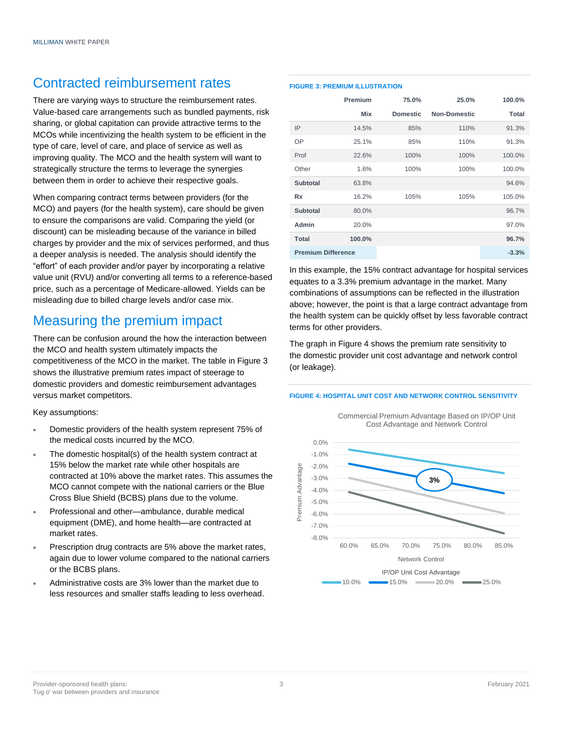## Contracted reimbursement rates

There are varying ways to structure the reimbursement rates. Value-based care arrangements such as bundled payments, risk sharing, or global capitation can provide attractive terms to the MCOs while incentivizing the health system to be efficient in the type of care, level of care, and place of service as well as improving quality. The MCO and the health system will want to strategically structure the terms to leverage the synergies between them in order to achieve their respective goals.

When comparing contract terms between providers (for the MCO) and payers (for the health system), care should be given to ensure the comparisons are valid. Comparing the yield (or discount) can be misleading because of the variance in billed charges by provider and the mix of services performed, and thus a deeper analysis is needed. The analysis should identify the "effort" of each provider and/or payer by incorporating a relative value unit (RVU) and/or converting all terms to a reference-based price, such as a percentage of Medicare-allowed. Yields can be misleading due to billed charge levels and/or case mix.

## Measuring the premium impact

There can be confusion around the how the interaction between the MCO and health system ultimately impacts the competitiveness of the MCO in the market. The table in Figure 3 shows the illustrative premium rates impact of steerage to domestic providers and domestic reimbursement advantages versus market competitors.

Key assumptions:

- Domestic providers of the health system represent 75% of the medical costs incurred by the MCO.
- The domestic hospital(s) of the health system contract at 15% below the market rate while other hospitals are contracted at 10% above the market rates. This assumes the MCO cannot compete with the national carriers or the Blue Cross Blue Shield (BCBS) plans due to the volume.
- Professional and other—ambulance, durable medical equipment (DME), and home health—are contracted at market rates.
- Prescription drug contracts are 5% above the market rates, again due to lower volume compared to the national carriers or the BCBS plans.
- Administrative costs are 3% lower than the market due to less resources and smaller staffs leading to less overhead.

**FIGURE 3: PREMIUM ILLUSTRATION**

| | Premium | 75.0% | 25.0% | 100.0% |
|---|---|---|---|---|
| | Mix | Domestic | Non-Domestic | Total |
| IP | 14.5% | 85% | 110% | 91.3% |
| OP | 25.1% | 85% | 110% | 91.3% |
| Prof | 22.6% | 100% | 100% | 100.0% |
| Other | 1.6% | 100% | 100% | 100.0% |
| **Subtotal** | 63.8% | | | 94.6% |
| **Rx** | 16.2% | 105% | 105% | 105.0% |
| **Subtotal** | 80.0% | | | 96.7% |
| **Admin** | 20.0% | | | 97.0% |
| **Total** | **100.0%** | | | **96.7%** |
| **Premium Difference** | | | | **-3.3%** |

In this example, the 15% contract advantage for hospital services equates to a 3.3% premium advantage in the market. Many combinations of assumptions can be reflected in the illustration above; however, the point is that a large contract advantage from the health system can be quickly offset by less favorable contract terms for other providers.

The graph in Figure 4 shows the premium rate sensitivity to the domestic provider unit cost advantage and network control (or leakage).

**FIGURE 4: HOSPITAL UNIT COST AND NETWORK CONTROL SENSITIVITY**

Commercial Premium Advantage Based on IP/OP Unit Cost Advantage and Network Control

| Network Control | 10.0% | 15.0% | 20.0% | 25.0% |
|---|---|---|---|---|
| 60.0% | -0.6% | -1.8% | -3.0% | -4.2% |
| 85.0% | -2.5% | -4.3% | -6.0% | -7.6% |

(Chart: Premium Advantage (y-axis, 0.0% to -8.0%) vs. Network Control (x-axis, 60.0% to 85.0%), lines by IP/OP Unit Cost Advantage: 10.0%, 15.0%, 20.0%, 25.0%; callout "3%" on the 15.0% line at 75.0%.)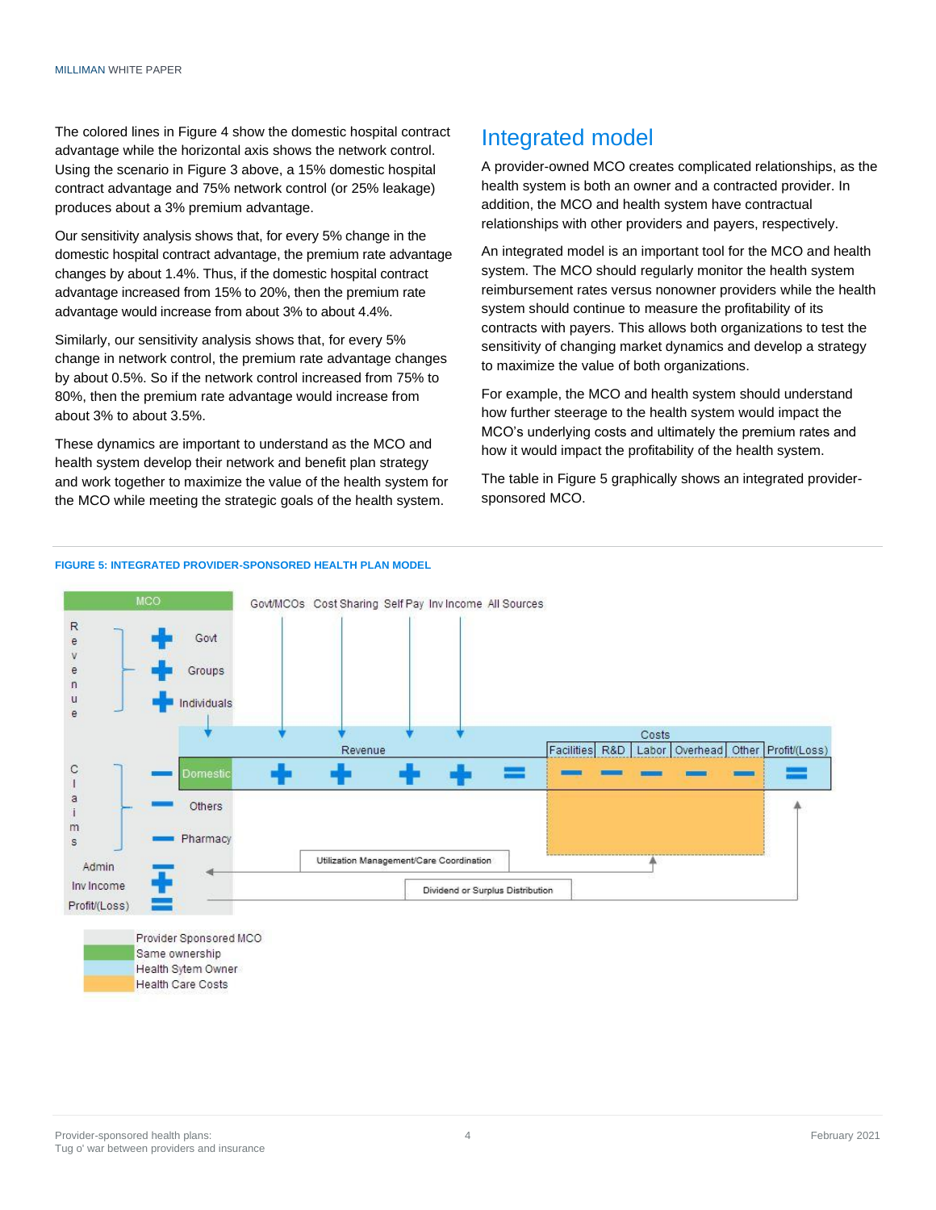The colored lines in Figure 4 show the domestic hospital contract advantage while the horizontal axis shows the network control. Using the scenario in Figure 3 above, a 15% domestic hospital contract advantage and 75% network control (or 25% leakage) produces about a 3% premium advantage.

Our sensitivity analysis shows that, for every 5% change in the domestic hospital contract advantage, the premium rate advantage changes by about 1.4%. Thus, if the domestic hospital contract advantage increased from 15% to 20%, then the premium rate advantage would increase from about 3% to about 4.4%.

Similarly, our sensitivity analysis shows that, for every 5% change in network control, the premium rate advantage changes by about 0.5%. So if the network control increased from 75% to 80%, then the premium rate advantage would increase from about 3% to about 3.5%.

These dynamics are important to understand as the MCO and health system develop their network and benefit plan strategy and work together to maximize the value of the health system for the MCO while meeting the strategic goals of the health system.

## Integrated model

A provider-owned MCO creates complicated relationships, as the health system is both an owner and a contracted provider. In addition, the MCO and health system have contractual relationships with other providers and payers, respectively.

An integrated model is an important tool for the MCO and health system. The MCO should regularly monitor the health system reimbursement rates versus nonowner providers while the health system should continue to measure the profitability of its contracts with payers. This allows both organizations to test the sensitivity of changing market dynamics and develop a strategy to maximize the value of both organizations.

For example, the MCO and health system should understand how further steerage to the health system would impact the MCO's underlying costs and ultimately the premium rates and how it would impact the profitability of the health system.

The table in Figure 5 graphically shows an integrated provider-sponsored MCO.

**FIGURE 5: INTEGRATED PROVIDER-SPONSORED HEALTH PLAN MODEL**

| MCO | | | Govt/MCOs | Cost Sharing | Self Pay | Inv Income | All Sources | | | | | | | |
|---|---|---|---|---|---|---|---|---|---|---|---|---|---|---|
| Revenue | + | Govt | | | | | | | | | | | | |
| | + | Groups | | | | | | | | | | | | |
| | + | Individuals | | | | | | | | | | | | |
| | | | | Revenue | | | | Costs | | | | | | |
| | | | | | | | | Facilities | R&D | Labor | Overhead | Other | Profit/(Loss) |
| Claims | − | Domestic | + | + | + | + | = | − | − | − | − | − | = |
| | − | Others | | | | | | | | | | | | |
| | − | Pharmacy | | | | | | | | | | | | |
| Admin | − | | Utilization Management/Care Coordination | | | | | | | | | | | |
| Inv Income | + | | Dividend or Surplus Distribution | | | | | | | | | | | |
| Profit/(Loss) | = | | | | | | | | | | | | | |

Legend:
- Provider Sponsored MCO
- Same ownership
- Health Sytem Owner
- Health Care Costs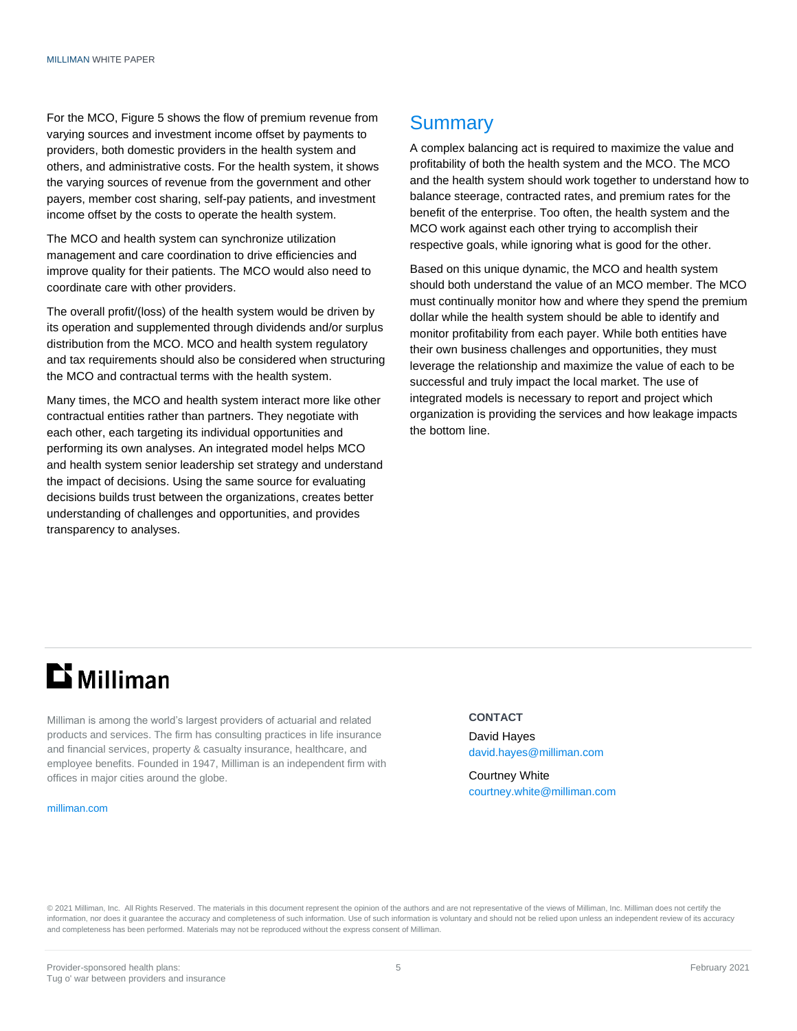For the MCO, Figure 5 shows the flow of premium revenue from varying sources and investment income offset by payments to providers, both domestic providers in the health system and others, and administrative costs. For the health system, it shows the varying sources of revenue from the government and other payers, member cost sharing, self-pay patients, and investment income offset by the costs to operate the health system.

The MCO and health system can synchronize utilization management and care coordination to drive efficiencies and improve quality for their patients. The MCO would also need to coordinate care with other providers.

The overall profit/(loss) of the health system would be driven by its operation and supplemented through dividends and/or surplus distribution from the MCO. MCO and health system regulatory and tax requirements should also be considered when structuring the MCO and contractual terms with the health system.

Many times, the MCO and health system interact more like other contractual entities rather than partners. They negotiate with each other, each targeting its individual opportunities and performing its own analyses. An integrated model helps MCO and health system senior leadership set strategy and understand the impact of decisions. Using the same source for evaluating decisions builds trust between the organizations, creates better understanding of challenges and opportunities, and provides transparency to analyses.

## Summary

A complex balancing act is required to maximize the value and profitability of both the health system and the MCO. The MCO and the health system should work together to understand how to balance steerage, contracted rates, and premium rates for the benefit of the enterprise. Too often, the health system and the MCO work against each other trying to accomplish their respective goals, while ignoring what is good for the other.

Based on this unique dynamic, the MCO and health system should both understand the value of an MCO member. The MCO must continually monitor how and where they spend the premium dollar while the health system should be able to identify and monitor profitability from each payer. While both entities have their own business challenges and opportunities, they must leverage the relationship and maximize the value of each to be successful and truly impact the local market. The use of integrated models is necessary to report and project which organization is providing the services and how leakage impacts the bottom line.

**Milliman**

Milliman is among the world's largest providers of actuarial and related products and services. The firm has consulting practices in life insurance and financial services, property & casualty insurance, healthcare, and employee benefits. Founded in 1947, Milliman is an independent firm with offices in major cities around the globe.

milliman.com

**CONTACT**

David Hayes
david.hayes@milliman.com

Courtney White
courtney.white@milliman.com

© 2021 Milliman, Inc. All Rights Reserved. The materials in this document represent the opinion of the authors and are not representative of the views of Milliman, Inc. Milliman does not certify the information, nor does it guarantee the accuracy and completeness of such information. Use of such information is voluntary and should not be relied upon unless an independent review of its accuracy and completeness has been performed. Materials may not be reproduced without the express consent of Milliman.